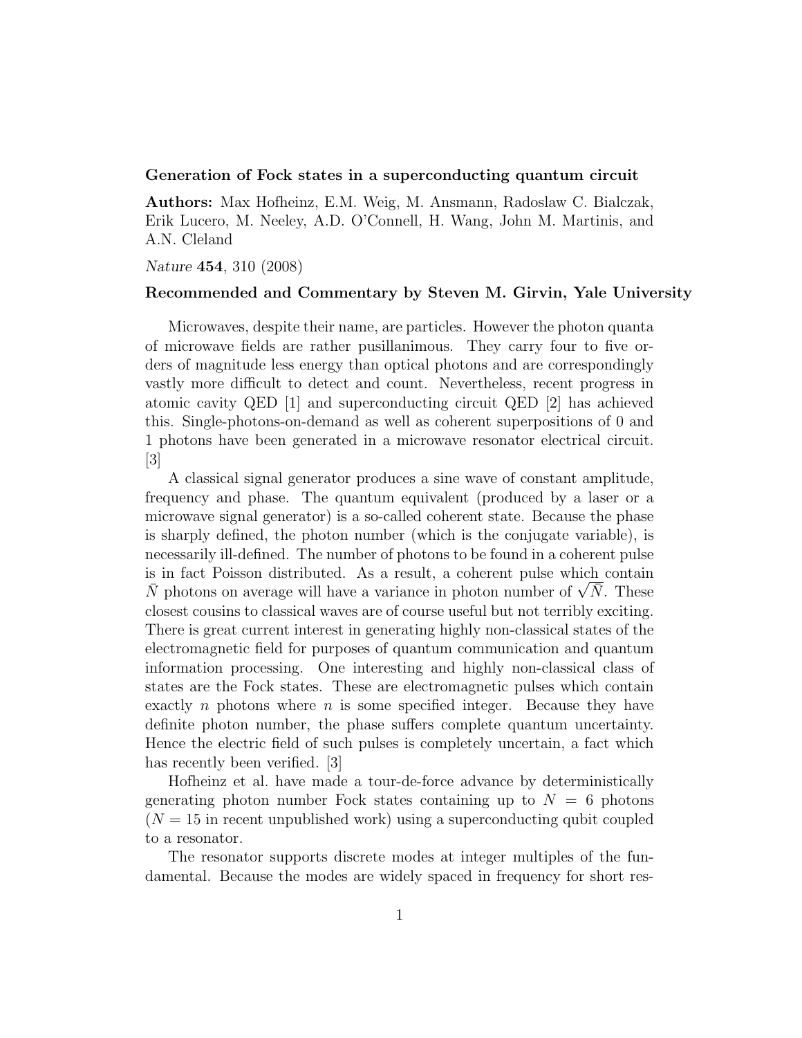**Generation of Fock states in a superconducting quantum circuit**

**Authors:** Max Hofheinz, E.M. Weig, M. Ansmann, Radoslaw C. Bialczak, Erik Lucero, M. Neeley, A.D. O'Connell, H. Wang, John M. Martinis, and A.N. Cleland

*Nature* **454**, 310 (2008)

**Recommended and Commentary by Steven M. Girvin, Yale University**

Microwaves, despite their name, are particles. However the photon quanta of microwave fields are rather pusillanimous. They carry four to five orders of magnitude less energy than optical photons and are correspondingly vastly more difficult to detect and count. Nevertheless, recent progress in atomic cavity QED [1] and superconducting circuit QED [2] has achieved this. Single-photons-on-demand as well as coherent superpositions of 0 and 1 photons have been generated in a microwave resonator electrical circuit. [3]

A classical signal generator produces a sine wave of constant amplitude, frequency and phase. The quantum equivalent (produced by a laser or a microwave signal generator) is a so-called coherent state. Because the phase is sharply defined, the photon number (which is the conjugate variable), is necessarily ill-defined. The number of photons to be found in a coherent pulse is in fact Poisson distributed. As a result, a coherent pulse which contain $\bar{N}$ photons on average will have a variance in photon number of $\sqrt{\bar{N}}$. These closest cousins to classical waves are of course useful but not terribly exciting. There is great current interest in generating highly non-classical states of the electromagnetic field for purposes of quantum communication and quantum information processing. One interesting and highly non-classical class of states are the Fock states. These are electromagnetic pulses which contain exactly $n$ photons where $n$ is some specified integer. Because they have definite photon number, the phase suffers complete quantum uncertainty. Hence the electric field of such pulses is completely uncertain, a fact which has recently been verified. [3]

Hofheinz et al. have made a tour-de-force advance by deterministically generating photon number Fock states containing up to $N = 6$ photons ($N = 15$ in recent unpublished work) using a superconducting qubit coupled to a resonator.

The resonator supports discrete modes at integer multiples of the fundamental. Because the modes are widely spaced in frequency for short res-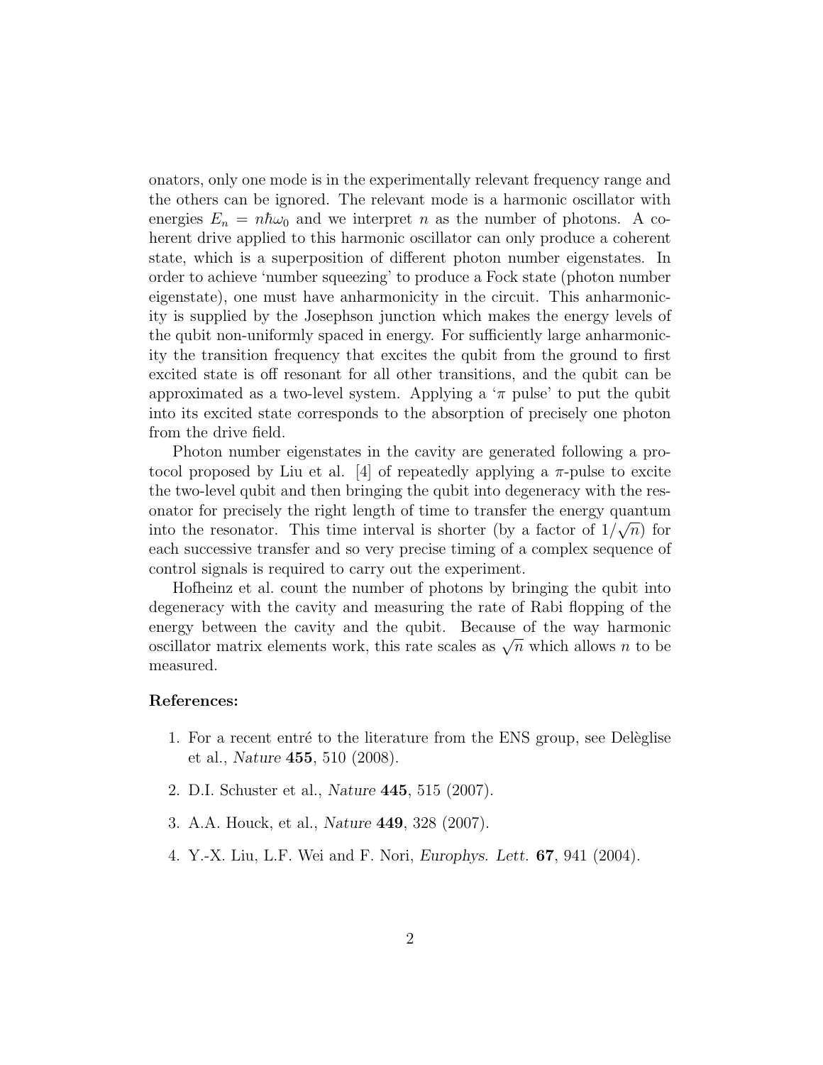onators, only one mode is in the experimentally relevant frequency range and the others can be ignored. The relevant mode is a harmonic oscillator with energies $E_n = n\hbar\omega_0$ and we interpret $n$ as the number of photons. A coherent drive applied to this harmonic oscillator can only produce a coherent state, which is a superposition of different photon number eigenstates. In order to achieve 'number squeezing' to produce a Fock state (photon number eigenstate), one must have anharmonicity in the circuit. This anharmonicity is supplied by the Josephson junction which makes the energy levels of the qubit non-uniformly spaced in energy. For sufficiently large anharmonicity the transition frequency that excites the qubit from the ground to first excited state is off resonant for all other transitions, and the qubit can be approximated as a two-level system. Applying a '$\pi$ pulse' to put the qubit into its excited state corresponds to the absorption of precisely one photon from the drive field.

Photon number eigenstates in the cavity are generated following a protocol proposed by Liu et al. [4] of repeatedly applying a $\pi$-pulse to excite the two-level qubit and then bringing the qubit into degeneracy with the resonator for precisely the right length of time to transfer the energy quantum into the resonator. This time interval is shorter (by a factor of $1/\sqrt{n}$) for each successive transfer and so very precise timing of a complex sequence of control signals is required to carry out the experiment.

Hofheinz et al. count the number of photons by bringing the qubit into degeneracy with the cavity and measuring the rate of Rabi flopping of the energy between the cavity and the qubit. Because of the way harmonic oscillator matrix elements work, this rate scales as $\sqrt{n}$ which allows $n$ to be measured.

**References:**

1. For a recent entré to the literature from the ENS group, see Delèglise et al., *Nature* **455**, 510 (2008).
2. D.I. Schuster et al., *Nature* **445**, 515 (2007).
3. A.A. Houck, et al., *Nature* **449**, 328 (2007).
4. Y.-X. Liu, L.F. Wei and F. Nori, *Europhys. Lett.* **67**, 941 (2004).